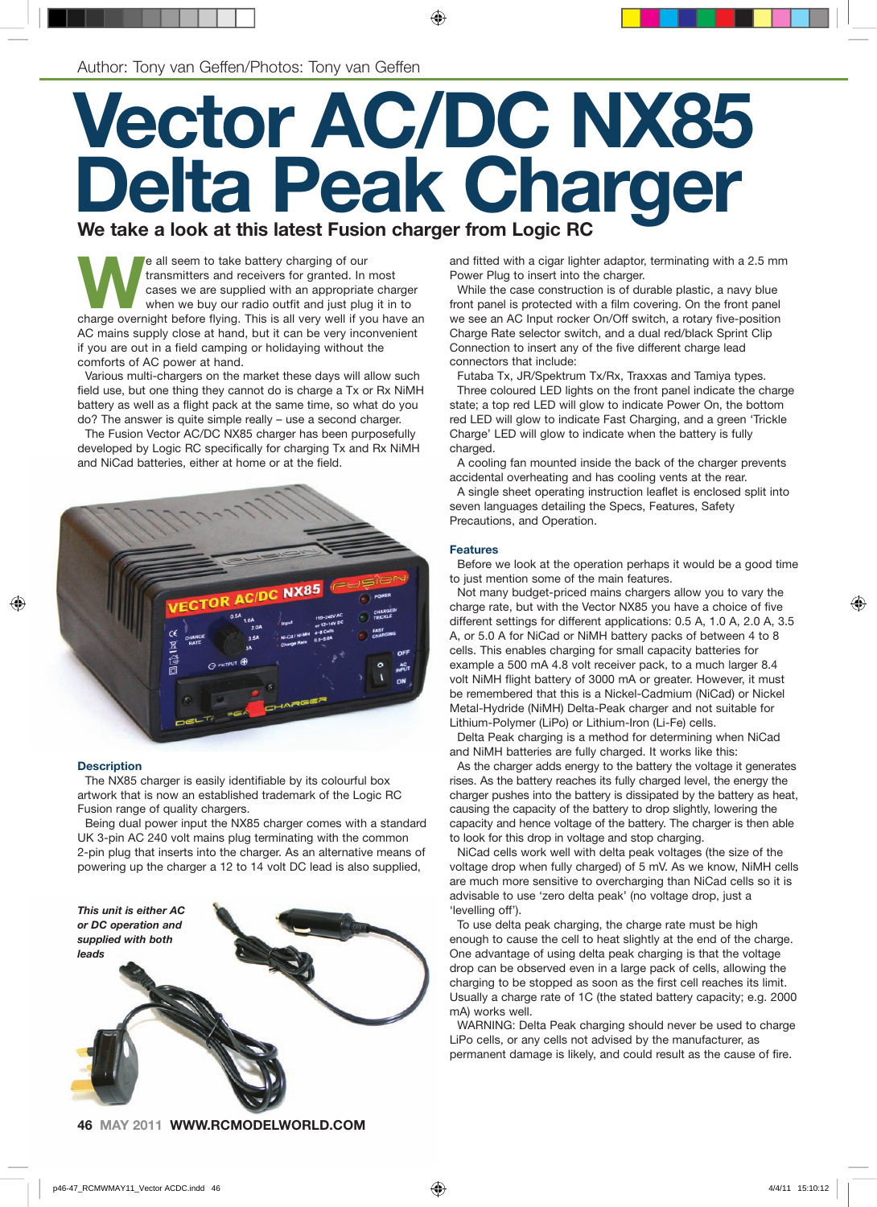Author: Tony van Geffen/Photos: Tony van Geffen

# Vector AC/DC NX85 Delta Peak Charger

## We take a look at this latest Fusion charger from Logic RC

We all seem to take battery charging of our transmitters and receivers for granted. In most cases we are supplied with an appropriate charger when we buy our radio outfit and just plug it in to charge overnight before flying. This is all very well if you have an AC mains supply close at hand, but it can be very inconvenient if you are out in a field camping or holidaying without the comforts of AC power at hand.

Various multi-chargers on the market these days will allow such field use, but one thing they cannot do is charge a Tx or Rx NiMH battery as well as a flight pack at the same time, so what do you do? The answer is quite simple really – use a second charger.

The Fusion Vector AC/DC NX85 charger has been purposefully developed by Logic RC specifically for charging Tx and Rx NiMH and NiCad batteries, either at home or at the field.

### Description

The NX85 charger is easily identifiable by its colourful box artwork that is now an established trademark of the Logic RC Fusion range of quality chargers.

Being dual power input the NX85 charger comes with a standard UK 3-pin AC 240 volt mains plug terminating with the common 2-pin plug that inserts into the charger. As an alternative means of powering up the charger a 12 to 14 volt DC lead is also supplied, and fitted with a cigar lighter adaptor, terminating with a 2.5 mm Power Plug to insert into the charger.

*This unit is either AC or DC operation and supplied with both leads*

While the case construction is of durable plastic, a navy blue front panel is protected with a film covering. On the front panel we see an AC Input rocker On/Off switch, a rotary five-position Charge Rate selector switch, and a dual red/black Sprint Clip Connection to insert any of the five different charge lead connectors that include:

Futaba Tx, JR/Spektrum Tx/Rx, Traxxas and Tamiya types.

Three coloured LED lights on the front panel indicate the charge state; a top red LED will glow to indicate Power On, the bottom red LED will glow to indicate Fast Charging, and a green 'Trickle Charge' LED will glow to indicate when the battery is fully charged.

A cooling fan mounted inside the back of the charger prevents accidental overheating and has cooling vents at the rear.

A single sheet operating instruction leaflet is enclosed split into seven languages detailing the Specs, Features, Safety Precautions, and Operation.

### Features

Before we look at the operation perhaps it would be a good time to just mention some of the main features.

Not many budget-priced mains chargers allow you to vary the charge rate, but with the Vector NX85 you have a choice of five different settings for different applications: 0.5 A, 1.0 A, 2.0 A, 3.5 A, or 5.0 A for NiCad or NiMH battery packs of between 4 to 8 cells. This enables charging for small capacity batteries for example a 500 mA 4.8 volt receiver pack, to a much larger 8.4 volt NiMH flight battery of 3000 mA or greater. However, it must be remembered that this is a Nickel-Cadmium (NiCad) or Nickel Metal-Hydride (NiMH) Delta-Peak charger and not suitable for Lithium-Polymer (LiPo) or Lithium-Iron (Li-Fe) cells.

Delta Peak charging is a method for determining when NiCad and NiMH batteries are fully charged. It works like this:

As the charger adds energy to the battery the voltage it generates rises. As the battery reaches its fully charged level, the energy the charger pushes into the battery is dissipated by the battery as heat, causing the capacity of the battery to drop slightly, lowering the capacity and hence voltage of the battery. The charger is then able to look for this drop in voltage and stop charging.

NiCad cells work well with delta peak voltages (the size of the voltage drop when fully charged) of 5 mV. As we know, NiMH cells are much more sensitive to overcharging than NiCad cells so it is advisable to use 'zero delta peak' (no voltage drop, just a 'levelling off').

To use delta peak charging, the charge rate must be high enough to cause the cell to heat slightly at the end of the charge. One advantage of using delta peak charging is that the voltage drop can be observed even in a large pack of cells, allowing the charging to be stopped as soon as the first cell reaches its limit. Usually a charge rate of 1C (the stated battery capacity; e.g. 2000 mA) works well.

WARNING: Delta Peak charging should never be used to charge LiPo cells, or any cells not advised by the manufacturer, as permanent damage is likely, and could result as the cause of fire.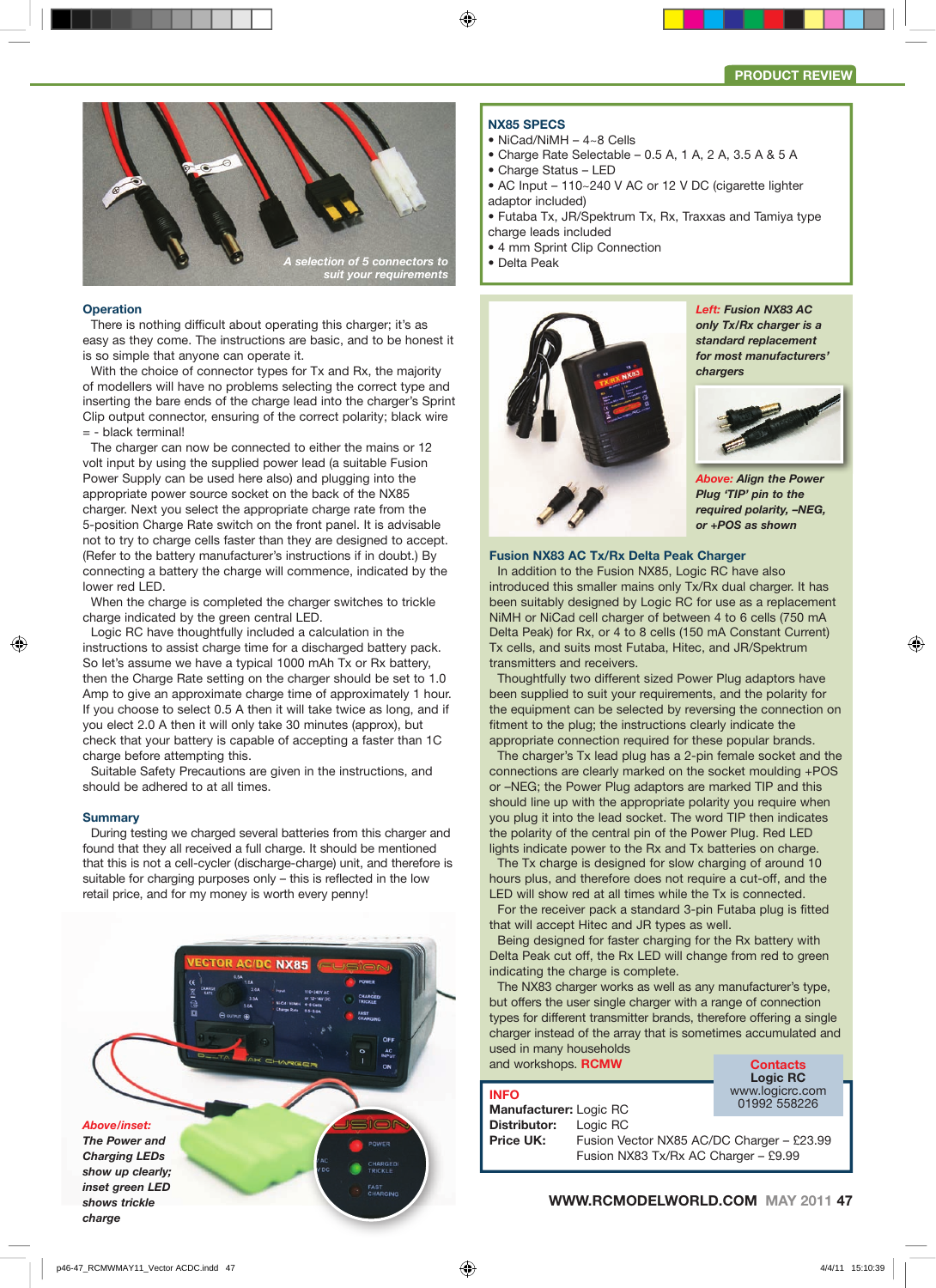A selection of 5 connectors to suit your requirements

### Operation

There is nothing difficult about operating this charger; it's as easy as they come. The instructions are basic, and to be honest it is so simple that anyone can operate it.

With the choice of connector types for Tx and Rx, the majority of modellers will have no problems selecting the correct type and inserting the bare ends of the charge lead into the charger's Sprint Clip output connector, ensuring of the correct polarity; black wire = - black terminal!

The charger can now be connected to either the mains or 12 volt input by using the supplied power lead (a suitable Fusion Power Supply can be used here also) and plugging into the appropriate power source socket on the back of the NX85 charger. Next you select the appropriate charge rate from the 5-position Charge Rate switch on the front panel. It is advisable not to try to charge cells faster than they are designed to accept. (Refer to the battery manufacturer's instructions if in doubt.) By connecting a battery the charge will commence, indicated by the lower red LED.

When the charge is completed the charger switches to trickle charge indicated by the green central LED.

Logic RC have thoughtfully included a calculation in the instructions to assist charge time for a discharged battery pack. So let's assume we have a typical 1000 mAh Tx or Rx battery, then the Charge Rate setting on the charger should be set to 1.0 Amp to give an approximate charge time of approximately 1 hour. If you choose to select 0.5 A then it will take twice as long, and if you elect 2.0 A then it will only take 30 minutes (approx), but check that your battery is capable of accepting a faster than 1C charge before attempting this.

Suitable Safety Precautions are given in the instructions, and should be adhered to at all times.

### Summary

During testing we charged several batteries from this charger and found that they all received a full charge. It should be mentioned that this is not a cell-cycler (discharge-charge) unit, and therefore is suitable for charging purposes only – this is reflected in the low retail price, and for my money is worth every penny!

***Above/inset:*** ***The Power and Charging LEDs show up clearly; inset green LED shows trickle charge***

### NX85 SPECS

- NiCad/NiMH – 4~8 Cells
- Charge Rate Selectable – 0.5 A, 1 A, 2 A, 3.5 A & 5 A
- Charge Status – LED
- AC Input – 110~240 V AC or 12 V DC (cigarette lighter adaptor included)
- Futaba Tx, JR/Spektrum Tx, Rx, Traxxas and Tamiya type charge leads included
- 4 mm Sprint Clip Connection
- Delta Peak

***Left:*** ***Fusion NX83 AC only Tx/Rx charger is a standard replacement for most manufacturers' chargers***

***Above:*** ***Align the Power Plug 'TIP' pin to the required polarity, –NEG, or +POS as shown***

### Fusion NX83 AC Tx/Rx Delta Peak Charger

In addition to the Fusion NX85, Logic RC have also introduced this smaller mains only Tx/Rx dual charger. It has been suitably designed by Logic RC for use as a replacement NiMH or NiCad cell charger of between 4 to 6 cells (750 mA Delta Peak) for Rx, or 4 to 8 cells (150 mA Constant Current) Tx cells, and suits most Futaba, Hitec, and JR/Spektrum transmitters and receivers.

Thoughtfully two different sized Power Plug adaptors have been supplied to suit your requirements, and the polarity for the equipment can be selected by reversing the connection on fitment to the plug; the instructions clearly indicate the appropriate connection required for these popular brands.

The charger's Tx lead plug has a 2-pin female socket and the connections are clearly marked on the socket moulding +POS or –NEG; the Power Plug adaptors are marked TIP and this should line up with the appropriate polarity you require when you plug it into the lead socket. The word TIP then indicates the polarity of the central pin of the Power Plug. Red LED lights indicate power to the Rx and Tx batteries on charge.

The Tx charge is designed for slow charging of around 10 hours plus, and therefore does not require a cut-off, and the LED will show red at all times while the Tx is connected.

For the receiver pack a standard 3-pin Futaba plug is fitted that will accept Hitec and JR types as well.

Being designed for faster charging for the Rx battery with Delta Peak cut off, the Rx LED will change from red to green indicating the charge is complete.

The NX83 charger works as well as any manufacturer's type, but offers the user single charger with a range of connection types for different transmitter brands, therefore offering a single charger instead of the array that is sometimes accumulated and used in many households and workshops. **RCMW**

**Contacts**
Logic RC
www.logicrc.com
01992 558226

**INFO**

**Manufacturer:** Logic RC
**Distributor:** Logic RC
**Price UK:** Fusion Vector NX85 AC/DC Charger – £23.99
Fusion NX83 Tx/Rx AC Charger – £9.99